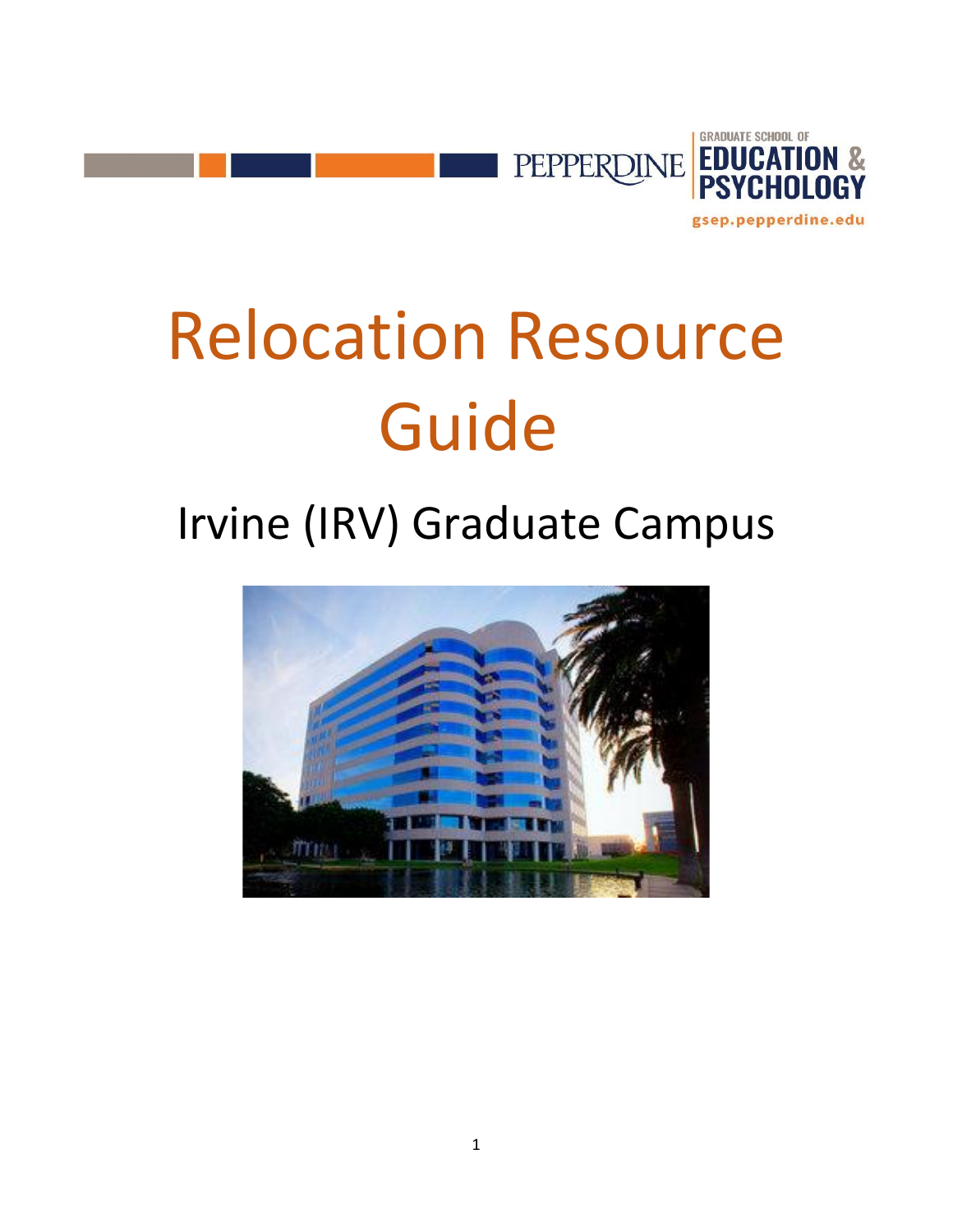PEPPERDINE | GRADUATE SCHOOL OF EDUCATION & PSYCHOLOGY

gsep.pepperdine.edu

# Relocation Resource Guide

## Irvine (IRV) Graduate Campus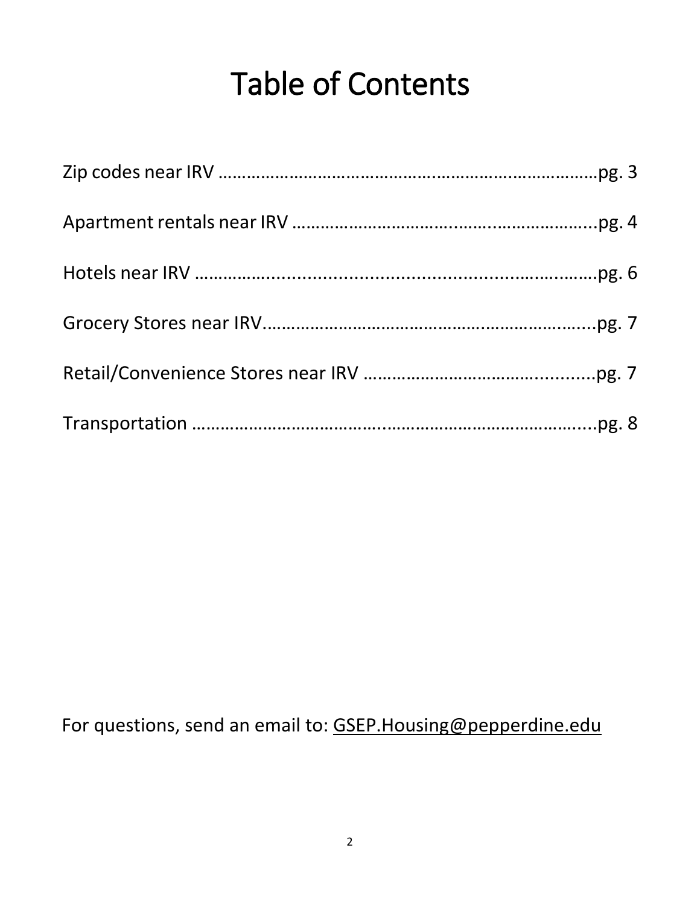# Table of Contents

Zip codes near IRV ……………………………………………………………………pg. 3

Apartment rentals near IRV ……………………………………………………...pg. 4

Hotels near IRV ……………………………………………………………………pg. 6

Grocery Stores near IRV……………………………………………………….....pg. 7

Retail/Convenience Stores near IRV ……………………………………...........pg. 7

Transportation ……………………………………………………………………....pg. 8

For questions, send an email to: GSEP.Housing@pepperdine.edu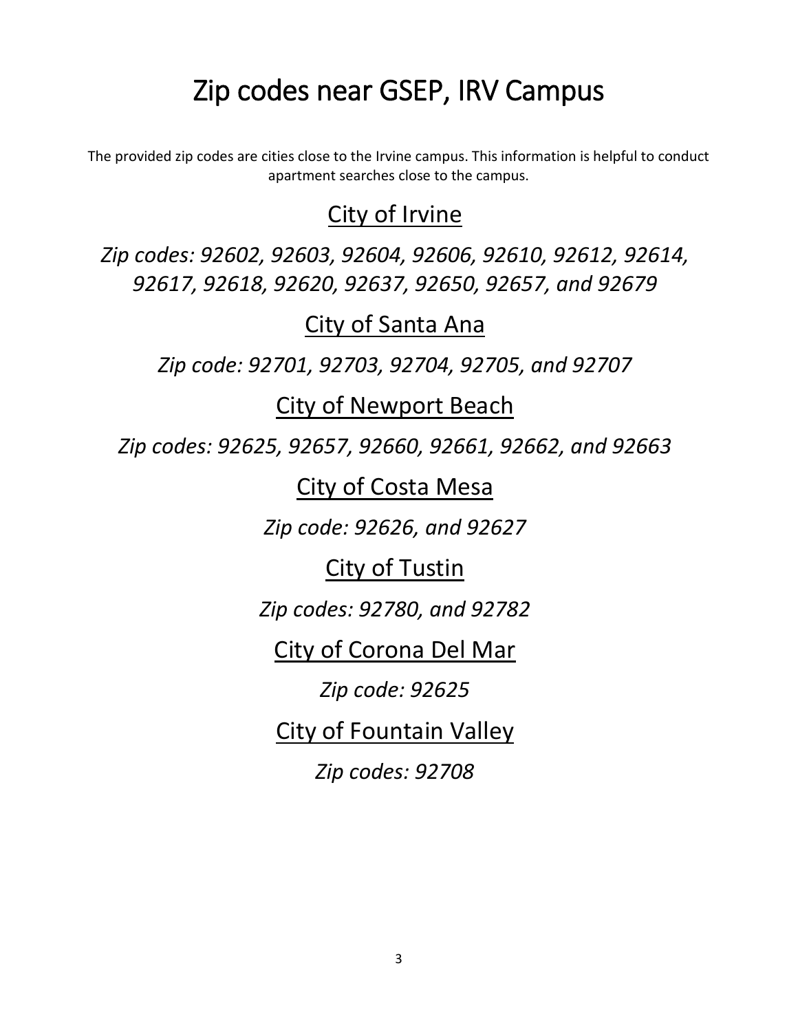# Zip codes near GSEP, IRV Campus

The provided zip codes are cities close to the Irvine campus. This information is helpful to conduct apartment searches close to the campus.

## City of Irvine

*Zip codes: 92602, 92603, 92604, 92606, 92610, 92612, 92614, 92617, 92618, 92620, 92637, 92650, 92657, and 92679*

## City of Santa Ana

*Zip code: 92701, 92703, 92704, 92705, and 92707*

## City of Newport Beach

*Zip codes: 92625, 92657, 92660, 92661, 92662, and 92663*

## City of Costa Mesa

*Zip code: 92626, and 92627*

## City of Tustin

*Zip codes: 92780, and 92782*

## City of Corona Del Mar

*Zip code: 92625*

## City of Fountain Valley

*Zip codes: 92708*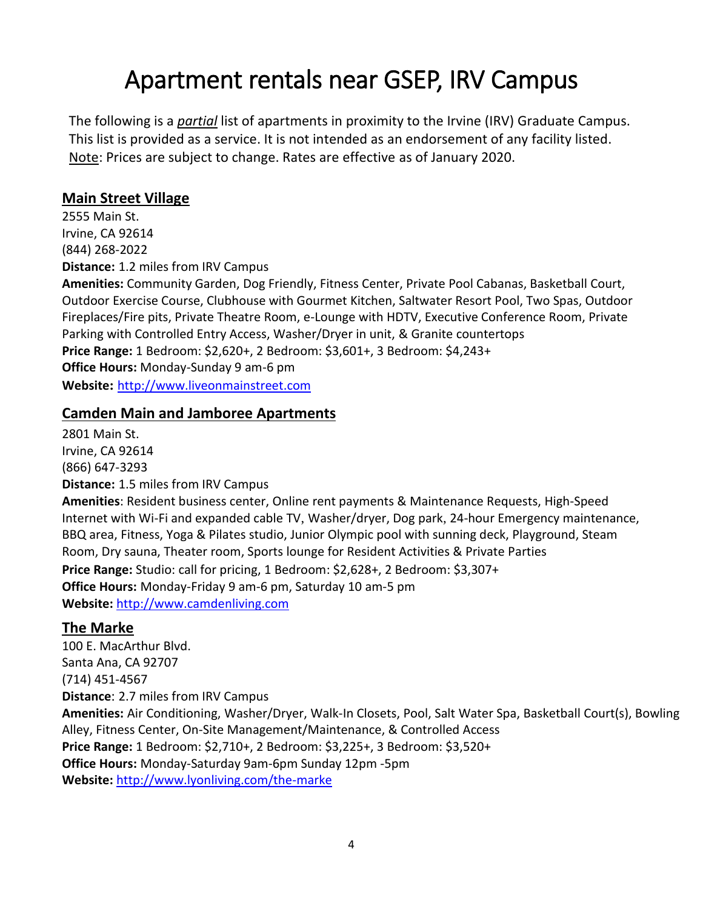# Apartment rentals near GSEP, IRV Campus

The following is a ***partial*** list of apartments in proximity to the Irvine (IRV) Graduate Campus. This list is provided as a service. It is not intended as an endorsement of any facility listed. Note: Prices are subject to change. Rates are effective as of January 2020.

## Main Street Village

2555 Main St.
Irvine, CA 92614
(844) 268-2022
**Distance:** 1.2 miles from IRV Campus
**Amenities:** Community Garden, Dog Friendly, Fitness Center, Private Pool Cabanas, Basketball Court, Outdoor Exercise Course, Clubhouse with Gourmet Kitchen, Saltwater Resort Pool, Two Spas, Outdoor Fireplaces/Fire pits, Private Theatre Room, e-Lounge with HDTV, Executive Conference Room, Private Parking with Controlled Entry Access, Washer/Dryer in unit, & Granite countertops
**Price Range:** 1 Bedroom: $2,620+, 2 Bedroom: $3,601+, 3 Bedroom: $4,243+
**Office Hours:** Monday-Sunday 9 am-6 pm
**Website:** [http://www.liveonmainstreet.com](http://www.liveonmainstreet.com)

## Camden Main and Jamboree Apartments

2801 Main St.
Irvine, CA 92614
(866) 647-3293
**Distance:** 1.5 miles from IRV Campus
**Amenities**: Resident business center, Online rent payments & Maintenance Requests, High-Speed Internet with Wi-Fi and expanded cable TV, Washer/dryer, Dog park, 24-hour Emergency maintenance, BBQ area, Fitness, Yoga & Pilates studio, Junior Olympic pool with sunning deck, Playground, Steam Room, Dry sauna, Theater room, Sports lounge for Resident Activities & Private Parties
**Price Range:** Studio: call for pricing, 1 Bedroom: $2,628+, 2 Bedroom: $3,307+
**Office Hours:** Monday-Friday 9 am-6 pm, Saturday 10 am-5 pm
**Website:** [http://www.camdenliving.com](http://www.camdenliving.com)

## The Marke

100 E. MacArthur Blvd.
Santa Ana, CA 92707
(714) 451-4567
**Distance**: 2.7 miles from IRV Campus
**Amenities:** Air Conditioning, Washer/Dryer, Walk-In Closets, Pool, Salt Water Spa, Basketball Court(s), Bowling Alley, Fitness Center, On-Site Management/Maintenance, & Controlled Access
**Price Range:** 1 Bedroom: $2,710+, 2 Bedroom: $3,225+, 3 Bedroom: $3,520+
**Office Hours:** Monday-Saturday 9am-6pm Sunday 12pm -5pm
**Website:** [http://www.lyonliving.com/the-marke](http://www.lyonliving.com/the-marke)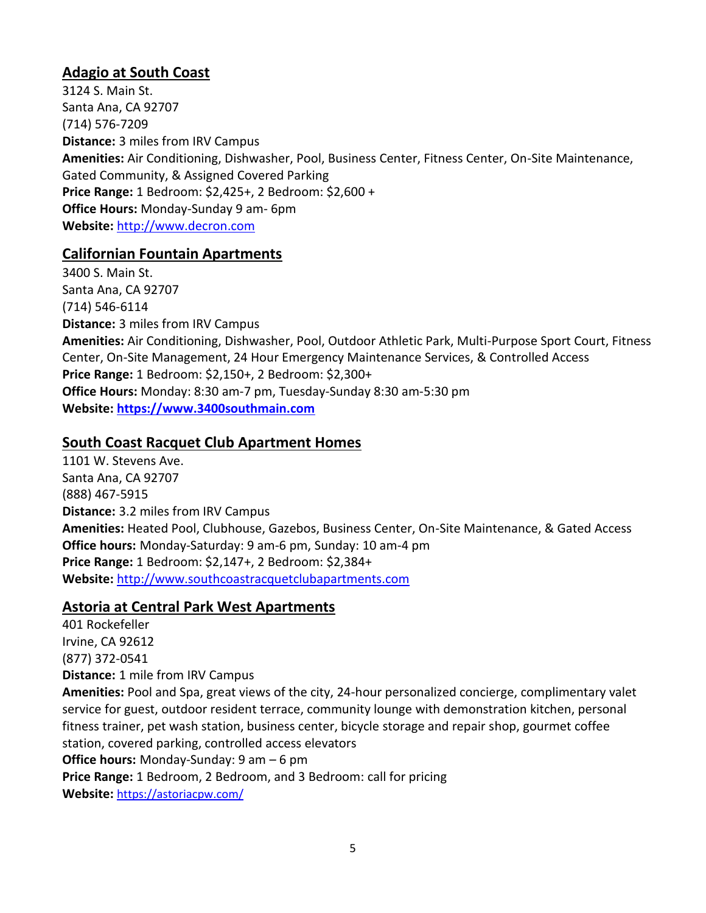## Adagio at South Coast

3124 S. Main St.
Santa Ana, CA 92707
(714) 576-7209
**Distance:** 3 miles from IRV Campus
**Amenities:** Air Conditioning, Dishwasher, Pool, Business Center, Fitness Center, On-Site Maintenance, Gated Community, & Assigned Covered Parking
**Price Range:** 1 Bedroom: $2,425+, 2 Bedroom: $2,600 +
**Office Hours:** Monday-Sunday 9 am- 6pm
**Website:** http://www.decron.com

## Californian Fountain Apartments

3400 S. Main St.
Santa Ana, CA 92707
(714) 546-6114
**Distance:** 3 miles from IRV Campus
**Amenities:** Air Conditioning, Dishwasher, Pool, Outdoor Athletic Park, Multi-Purpose Sport Court, Fitness Center, On-Site Management, 24 Hour Emergency Maintenance Services, & Controlled Access
**Price Range:** 1 Bedroom: $2,150+, 2 Bedroom: $2,300+
**Office Hours:** Monday: 8:30 am-7 pm, Tuesday-Sunday 8:30 am-5:30 pm
**Website:** **https://www.3400southmain.com**

## South Coast Racquet Club Apartment Homes

1101 W. Stevens Ave.
Santa Ana, CA 92707
(888) 467-5915
**Distance:** 3.2 miles from IRV Campus
**Amenities:** Heated Pool, Clubhouse, Gazebos, Business Center, On-Site Maintenance, & Gated Access
**Office hours:** Monday-Saturday: 9 am-6 pm, Sunday: 10 am-4 pm
**Price Range:** 1 Bedroom: $2,147+, 2 Bedroom: $2,384+
**Website:** http://www.southcoastracquetclubapartments.com

## Astoria at Central Park West Apartments

401 Rockefeller
Irvine, CA 92612
(877) 372-0541
**Distance:** 1 mile from IRV Campus
**Amenities:** Pool and Spa, great views of the city, 24-hour personalized concierge, complimentary valet service for guest, outdoor resident terrace, community lounge with demonstration kitchen, personal fitness trainer, pet wash station, business center, bicycle storage and repair shop, gourmet coffee station, covered parking, controlled access elevators
**Office hours:** Monday-Sunday: 9 am – 6 pm
**Price Range:** 1 Bedroom, 2 Bedroom, and 3 Bedroom: call for pricing
**Website:** https://astoriacpw.com/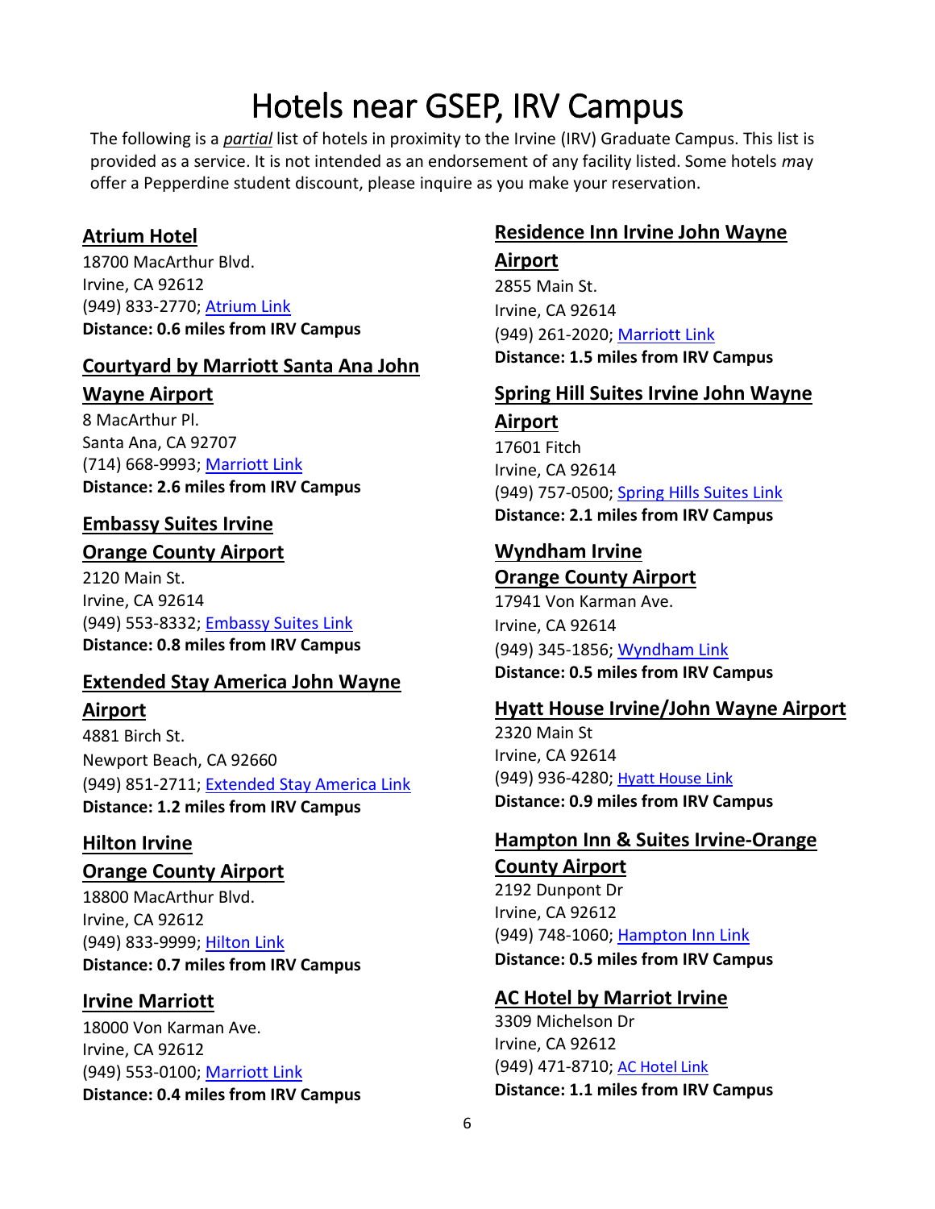# Hotels near GSEP, IRV Campus

The following is a ***partial*** list of hotels in proximity to the Irvine (IRV) Graduate Campus. This list is provided as a service. It is not intended as an endorsement of any facility listed. Some hotels *m*ay offer a Pepperdine student discount, please inquire as you make your reservation.

### Atrium Hotel

18700 MacArthur Blvd.
Irvine, CA 92612
(949) 833-2770; Atrium Link
**Distance: 0.6 miles from IRV Campus**

### Courtyard by Marriott Santa Ana John Wayne Airport

8 MacArthur Pl.
Santa Ana, CA 92707
(714) 668-9993; Marriott Link
**Distance: 2.6 miles from IRV Campus**

### Embassy Suites Irvine Orange County Airport

2120 Main St.
Irvine, CA 92614
(949) 553-8332; Embassy Suites Link
**Distance: 0.8 miles from IRV Campus**

### Extended Stay America John Wayne Airport

4881 Birch St.
Newport Beach, CA 92660
(949) 851-2711; Extended Stay America Link
**Distance: 1.2 miles from IRV Campus**

### Hilton Irvine Orange County Airport

18800 MacArthur Blvd.
Irvine, CA 92612
(949) 833-9999; Hilton Link
**Distance: 0.7 miles from IRV Campus**

### Irvine Marriott

18000 Von Karman Ave.
Irvine, CA 92612
(949) 553-0100; Marriott Link
**Distance: 0.4 miles from IRV Campus**

### Residence Inn Irvine John Wayne Airport

2855 Main St.
Irvine, CA 92614
(949) 261-2020; Marriott Link
**Distance: 1.5 miles from IRV Campus**

### Spring Hill Suites Irvine John Wayne Airport

17601 Fitch
Irvine, CA 92614
(949) 757-0500; Spring Hills Suites Link
**Distance: 2.1 miles from IRV Campus**

### Wyndham Irvine Orange County Airport

17941 Von Karman Ave.
Irvine, CA 92614
(949) 345-1856; Wyndham Link
**Distance: 0.5 miles from IRV Campus**

### Hyatt House Irvine/John Wayne Airport

2320 Main St
Irvine, CA 92614
(949) 936-4280; Hyatt House Link
**Distance: 0.9 miles from IRV Campus**

### Hampton Inn & Suites Irvine-Orange County Airport

2192 Dunpont Dr
Irvine, CA 92612
(949) 748-1060; Hampton Inn Link
**Distance: 0.5 miles from IRV Campus**

### AC Hotel by Marriot Irvine

3309 Michelson Dr
Irvine, CA 92612
(949) 471-8710; AC Hotel Link
**Distance: 1.1 miles from IRV Campus**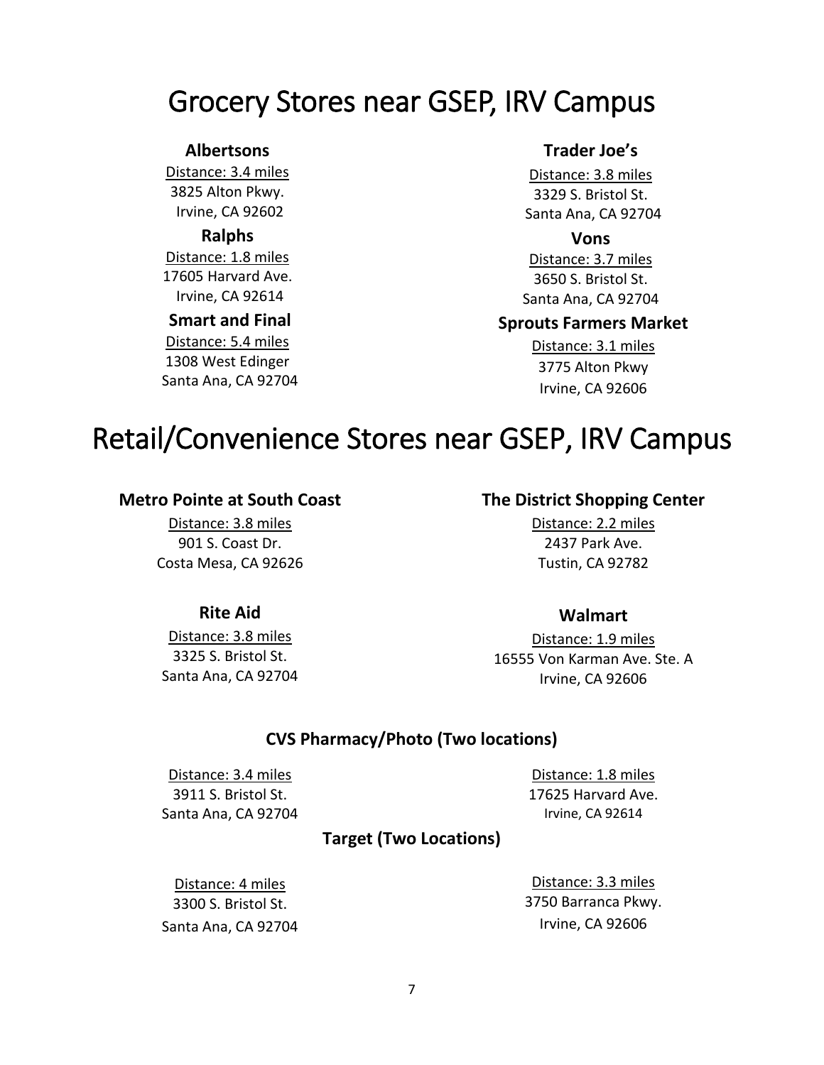# Grocery Stores near GSEP, IRV Campus

**Albertsons**
Distance: 3.4 miles
3825 Alton Pkwy.
Irvine, CA 92602

**Ralphs**
Distance: 1.8 miles
17605 Harvard Ave.
Irvine, CA 92614

**Smart and Final**
Distance: 5.4 miles
1308 West Edinger
Santa Ana, CA 92704

**Trader Joe's**
Distance: 3.8 miles
3329 S. Bristol St.
Santa Ana, CA 92704

**Vons**
Distance: 3.7 miles
3650 S. Bristol St.
Santa Ana, CA 92704

**Sprouts Farmers Market**
Distance: 3.1 miles
3775 Alton Pkwy
Irvine, CA 92606

# Retail/Convenience Stores near GSEP, IRV Campus

**Metro Pointe at South Coast**
Distance: 3.8 miles
901 S. Coast Dr.
Costa Mesa, CA 92626

**The District Shopping Center**
Distance: 2.2 miles
2437 Park Ave.
Tustin, CA 92782

**Rite Aid**
Distance: 3.8 miles
3325 S. Bristol St.
Santa Ana, CA 92704

**Walmart**
Distance: 1.9 miles
16555 Von Karman Ave. Ste. A
Irvine, CA 92606

**CVS Pharmacy/Photo (Two locations)**

Distance: 3.4 miles
3911 S. Bristol St.
Santa Ana, CA 92704

Distance: 1.8 miles
17625 Harvard Ave.
Irvine, CA 92614

**Target (Two Locations)**

Distance: 4 miles
3300 S. Bristol St.
Santa Ana, CA 92704

Distance: 3.3 miles
3750 Barranca Pkwy.
Irvine, CA 92606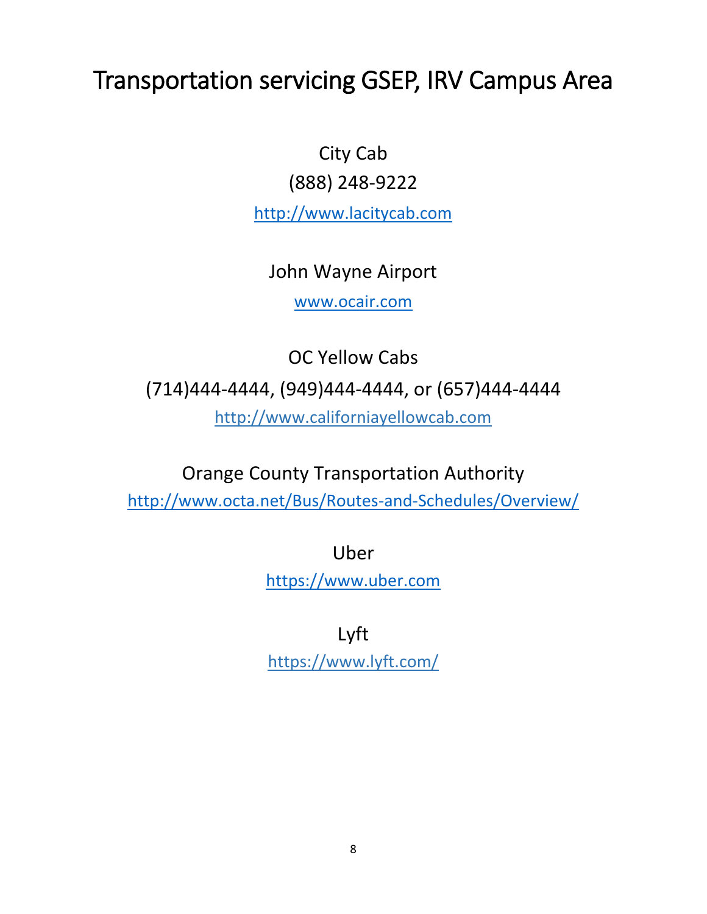# Transportation servicing GSEP, IRV Campus Area

City Cab

(888) 248-9222

http://www.lacitycab.com

John Wayne Airport

www.ocair.com

OC Yellow Cabs

(714)444-4444, (949)444-4444, or (657)444-4444

http://www.californiayellowcab.com

Orange County Transportation Authority

http://www.octa.net/Bus/Routes-and-Schedules/Overview/

Uber

https://www.uber.com

Lyft

https://www.lyft.com/